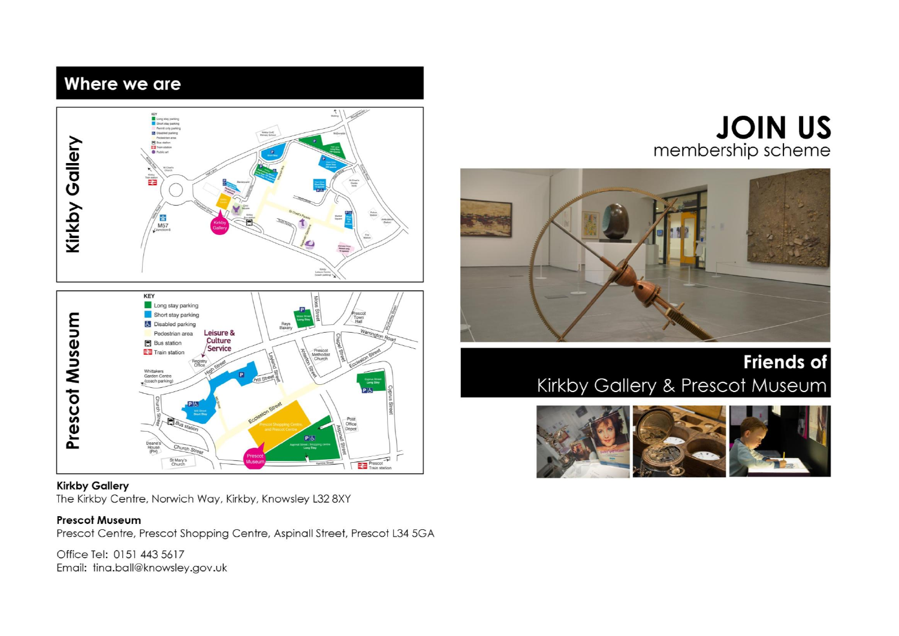## Where we are

**Kirkby Gallery**
The Kirkby Centre, Norwich Way, Kirkby, Knowsley L32 8XY

**Prescot Museum**
Prescot Centre, Prescot Shopping Centre, Aspinall Street, Prescot L34 5GA

Office Tel: 0151 443 5617
Email: tina.ball@knowsley.gov.uk

# JOIN US

membership scheme

## Friends of Kirkby Gallery & Prescot Museum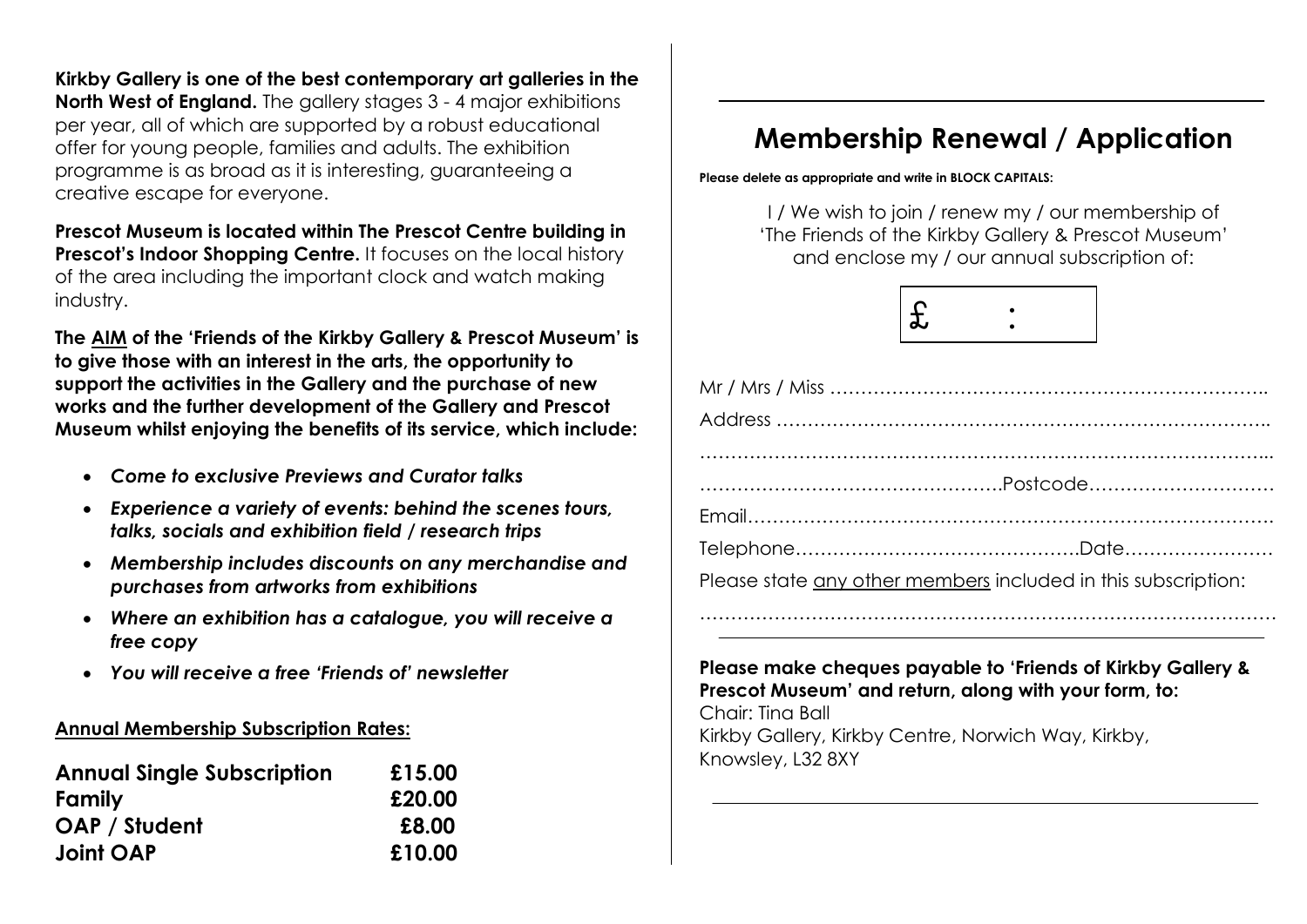**Kirkby Gallery is one of the best contemporary art galleries in the North West of England.** The gallery stages 3 - 4 major exhibitions per year, all of which are supported by a robust educational offer for young people, families and adults. The exhibition programme is as broad as it is interesting, guaranteeing a creative escape for everyone.

**Prescot Museum is located within The Prescot Centre building in Prescot's Indoor Shopping Centre.** It focuses on the local history of the area including the important clock and watch making industry.

**The AIM of the 'Friends of the Kirkby Gallery & Prescot Museum' is to give those with an interest in the arts, the opportunity to support the activities in the Gallery and the purchase of new works and the further development of the Gallery and Prescot Museum whilst enjoying the benefits of its service, which include:**

- ***Come to exclusive Previews and Curator talks***
- ***Experience a variety of events: behind the scenes tours, talks, socials and exhibition field / research trips***
- ***Membership includes discounts on any merchandise and purchases from artworks from exhibitions***
- ***Where an exhibition has a catalogue, you will receive a free copy***
- ***You will receive a free 'Friends of' newsletter***

**Annual Membership Subscription Rates:**

| | |
|---|---|
| **Annual Single Subscription** | **£15.00** |
| **Family** | **£20.00** |
| **OAP / Student** | **£8.00** |
| **Joint OAP** | **£10.00** |

# Membership Renewal / Application

**Please delete as appropriate and write in BLOCK CAPITALS:**

I / We wish to join / renew my / our membership of 'The Friends of the Kirkby Gallery & Prescot Museum' and enclose my / our annual subscription of:

£ :

Mr / Mrs / Miss ……………………………………………………………..

Address ……………………………………………………………………..

…………………………………………………………………………………..

………………………………………….Postcode…………………………

Email………………………………………………………………………….

Telephone……………………………………….Date……………………

Please state any other members included in this subscription:

…………………………………………………………………………………

**Please make cheques payable to 'Friends of Kirkby Gallery & Prescot Museum' and return, along with your form, to:**

Chair: Tina Ball
Kirkby Gallery, Kirkby Centre, Norwich Way, Kirkby, Knowsley, L32 8XY